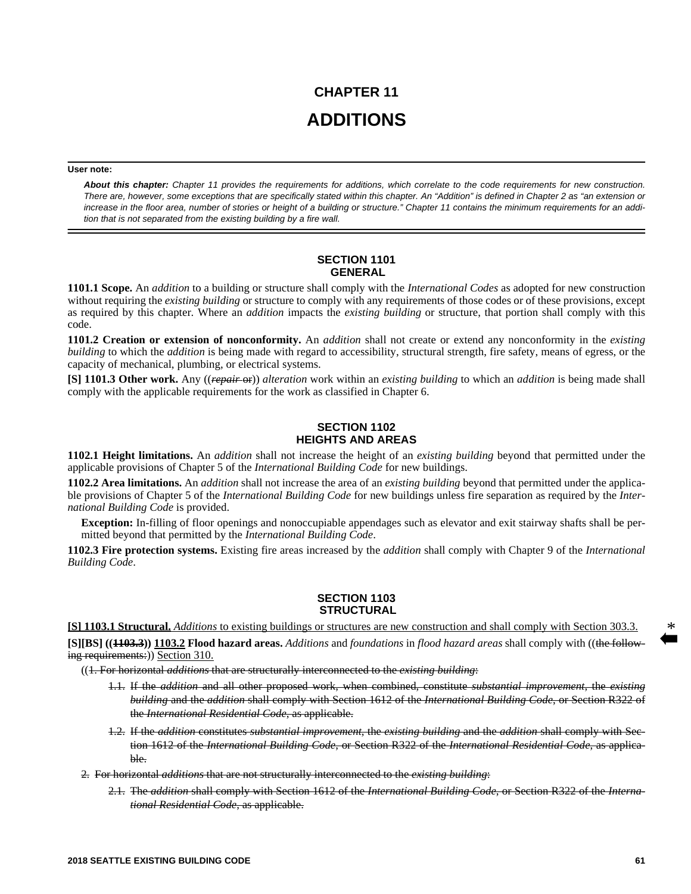# CHAPTER 11

# ADDITIONS

**User note:**

***About this chapter:*** *Chapter 11 provides the requirements for additions, which correlate to the code requirements for new construction. There are, however, some exceptions that are specifically stated within this chapter. An "Addition" is defined in Chapter 2 as "an extension or increase in the floor area, number of stories or height of a building or structure." Chapter 11 contains the minimum requirements for an addition that is not separated from the existing building by a fire wall.*

## SECTION 1101
## GENERAL

**1101.1 Scope.** An *addition* to a building or structure shall comply with the *International Codes* as adopted for new construction without requiring the *existing building* or structure to comply with any requirements of those codes or of these provisions, except as required by this chapter. Where an *addition* impacts the *existing building* or structure, that portion shall comply with this code.

**1101.2 Creation or extension of nonconformity.** An *addition* shall not create or extend any nonconformity in the *existing building* to which the *addition* is being made with regard to accessibility, structural strength, fire safety, means of egress, or the capacity of mechanical, plumbing, or electrical systems.

**[S] 1101.3 Other work.** Any ((~~*repair* or~~)) *alteration* work within an *existing building* to which an *addition* is being made shall comply with the applicable requirements for the work as classified in Chapter 6.

## SECTION 1102
## HEIGHTS AND AREAS

**1102.1 Height limitations.** An *addition* shall not increase the height of an *existing building* beyond that permitted under the applicable provisions of Chapter 5 of the *International Building Code* for new buildings.

**1102.2 Area limitations.** An *addition* shall not increase the area of an *existing building* beyond that permitted under the applicable provisions of Chapter 5 of the *International Building Code* for new buildings unless fire separation as required by the *International Building Code* is provided.

**Exception:** In-filling of floor openings and nonoccupiable appendages such as elevator and exit stairway shafts shall be permitted beyond that permitted by the *International Building Code*.

**1102.3 Fire protection systems.** Existing fire areas increased by the *addition* shall comply with Chapter 9 of the *International Building Code*.

## SECTION 1103
## STRUCTURAL

<u>**[S] 1103.1 Structural.** *Additions* to existing buildings or structures are new construction and shall comply with Section 303.3.</u>

**[S][BS] ((~~1103.3~~)) <u>1103.2</u> Flood hazard areas.** *Additions* and *foundations* in *flood hazard areas* shall comply with ((~~the following requirements:~~)) <u>Section 310.</u>

((~~1. For horizontal *additions* that are structurally interconnected to the *existing building*:~~

~~1.1. If the *addition* and all other proposed work, when combined, constitute *substantial improvement*, the *existing building* and the *addition* shall comply with Section 1612 of the *International Building Code*, or Section R322 of the *International Residential Code*, as applicable.~~

~~1.2. If the *addition* constitutes *substantial improvement*, the *existing building* and the *addition* shall comply with Section 1612 of the *International Building Code*, or Section R322 of the *International Residential Code*, as applicable.~~

~~2. For horizontal *additions* that are not structurally interconnected to the *existing building*:~~

~~2.1. The *addition* shall comply with Section 1612 of the *International Building Code*, or Section R322 of the *International Residential Code*, as applicable.~~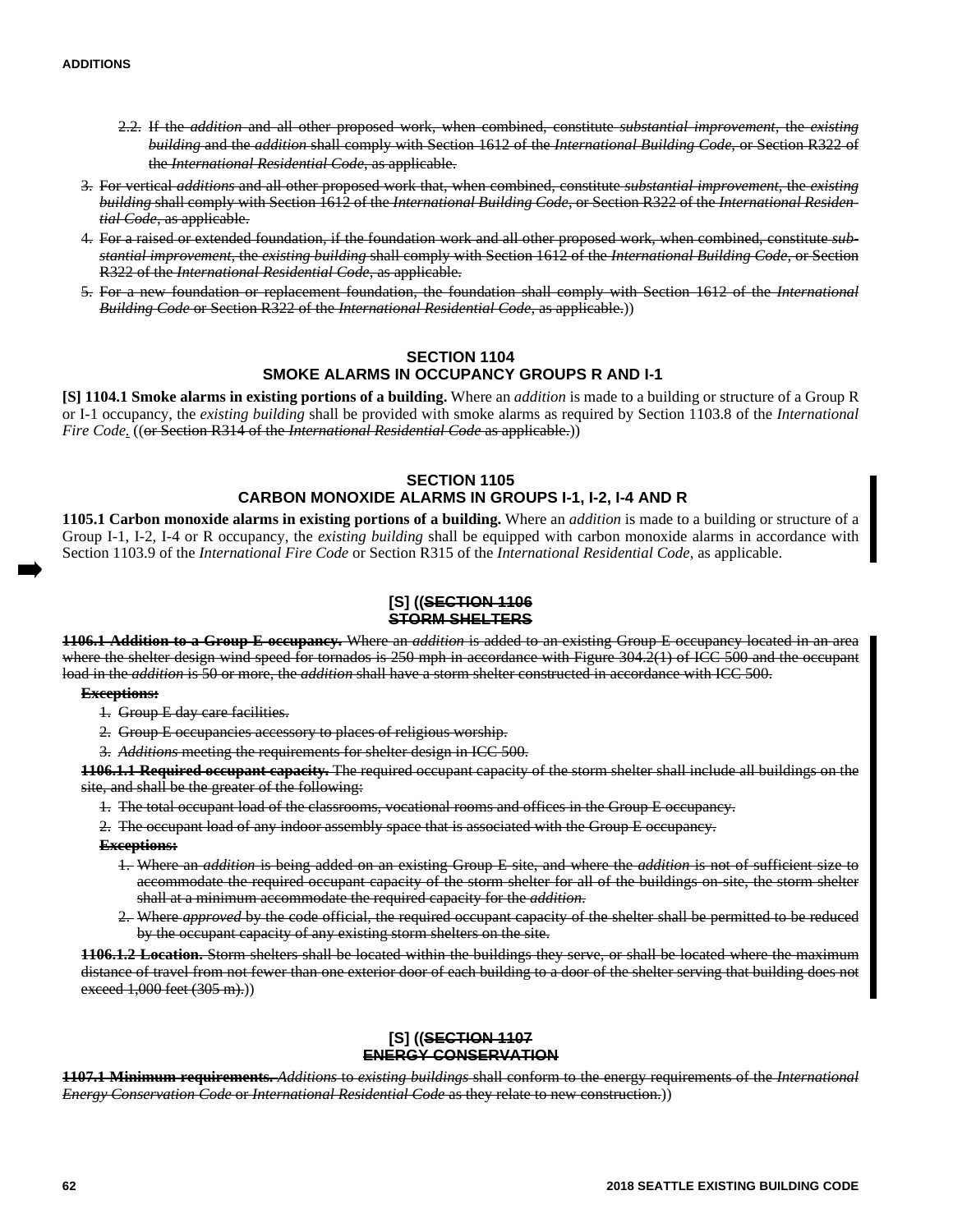2.2. ~~If the *addition* and all other proposed work, when combined, constitute *substantial improvement*, the *existing building* and the *addition* shall comply with Section 1612 of the *International Building Code*, or Section R322 of the *International Residential Code*, as applicable.~~

3. ~~For vertical *additions* and all other proposed work that, when combined, constitute *substantial improvement*, the *existing building* shall comply with Section 1612 of the *International Building Code*, or Section R322 of the *International Residential Code*, as applicable.~~

4. ~~For a raised or extended foundation, if the foundation work and all other proposed work, when combined, constitute *substantial improvement*, the *existing building* shall comply with Section 1612 of the *International Building Code*, or Section R322 of the *International Residential Code*, as applicable.~~

5. ~~For a new foundation or replacement foundation, the foundation shall comply with Section 1612 of the *International Building Code* or Section R322 of the *International Residential Code*, as applicable.~~))

## SECTION 1104
## SMOKE ALARMS IN OCCUPANCY GROUPS R AND I-1

**[S] 1104.1 Smoke alarms in existing portions of a building.** Where an *addition* is made to a building or structure of a Group R or I-1 occupancy, the *existing building* shall be provided with smoke alarms as required by Section 1103.8 of the *International Fire Code*. ((~~or Section R314 of the *International Residential Code* as applicable.~~))

## SECTION 1105
## CARBON MONOXIDE ALARMS IN GROUPS I-1, I-2, I-4 AND R

**1105.1 Carbon monoxide alarms in existing portions of a building.** Where an *addition* is made to a building or structure of a Group I-1, I-2, I-4 or R occupancy, the *existing building* shall be equipped with carbon monoxide alarms in accordance with Section 1103.9 of the *International Fire Code* or Section R315 of the *International Residential Code*, as applicable.

## [S] ((~~SECTION 1106~~
## ~~STORM SHELTERS~~

~~**1106.1 Addition to a Group E occupancy.** Where an *addition* is added to an existing Group E occupancy located in an area where the shelter design wind speed for tornados is 250 mph in accordance with Figure 304.2(1) of ICC 500 and the occupant load in the *addition* is 50 or more, the *addition* shall have a storm shelter constructed in accordance with ICC 500.~~

~~**Exceptions:**~~

1. ~~Group E day care facilities.~~
2. ~~Group E occupancies accessory to places of religious worship.~~
3. ~~*Additions* meeting the requirements for shelter design in ICC 500.~~

~~**1106.1.1 Required occupant capacity.** The required occupant capacity of the storm shelter shall include all buildings on the site, and shall be the greater of the following:~~

1. ~~The total occupant load of the classrooms, vocational rooms and offices in the Group E occupancy.~~
2. ~~The occupant load of any indoor assembly space that is associated with the Group E occupancy.~~

~~**Exceptions:**~~

1. ~~Where an *addition* is being added on an existing Group E site, and where the *addition* is not of sufficient size to accommodate the required occupant capacity of the storm shelter for all of the buildings on-site, the storm shelter shall at a minimum accommodate the required capacity for the *addition*.~~
2. ~~Where *approved* by the code official, the required occupant capacity of the shelter shall be permitted to be reduced by the occupant capacity of any existing storm shelters on the site.~~

~~**1106.1.2 Location.** Storm shelters shall be located within the buildings they serve, or shall be located where the maximum distance of travel from not fewer than one exterior door of each building to a door of the shelter serving that building does not exceed 1,000 feet (305 m).~~))

## [S] ((~~SECTION 1107~~
## ~~ENERGY CONSERVATION~~

~~**1107.1 Minimum requirements.** *Additions* to *existing buildings* shall conform to the energy requirements of the *International Energy Conservation Code* or *International Residential Code* as they relate to new construction.~~))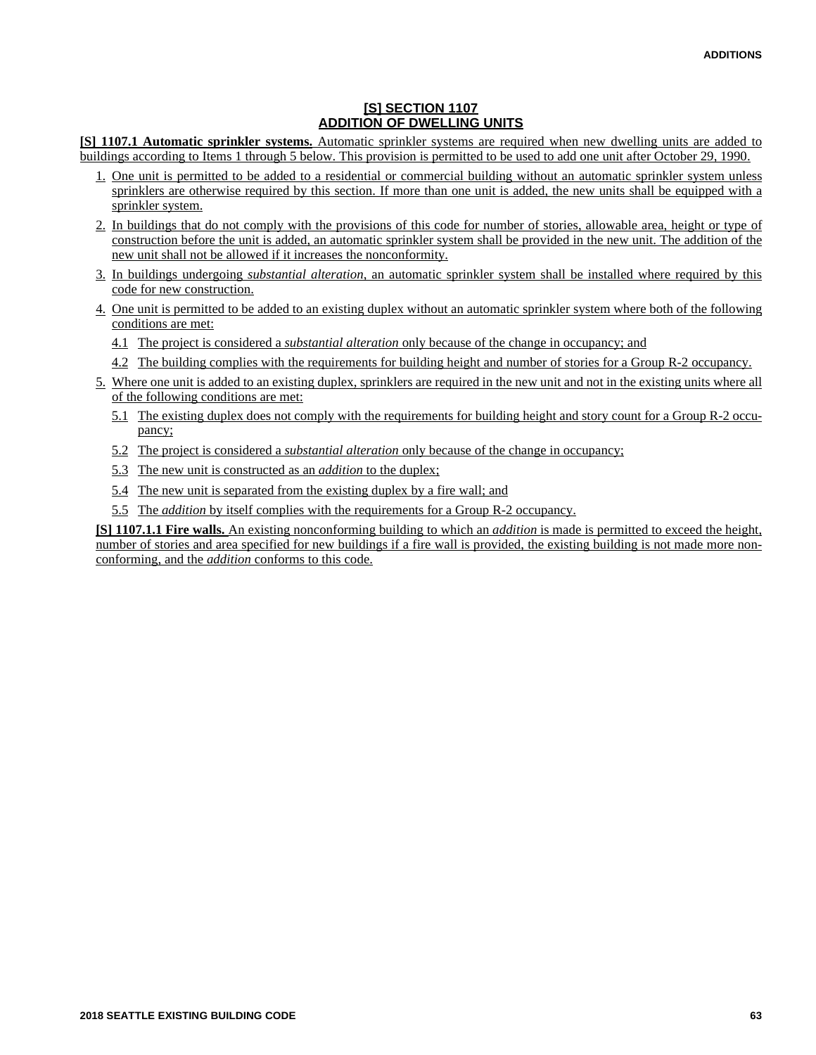## [S] SECTION 1107
## ADDITION OF DWELLING UNITS

**[S] 1107.1 Automatic sprinkler systems.** Automatic sprinkler systems are required when new dwelling units are added to buildings according to Items 1 through 5 below. This provision is permitted to be used to add one unit after October 29, 1990.

1. One unit is permitted to be added to a residential or commercial building without an automatic sprinkler system unless sprinklers are otherwise required by this section. If more than one unit is added, the new units shall be equipped with a sprinkler system.
2. In buildings that do not comply with the provisions of this code for number of stories, allowable area, height or type of construction before the unit is added, an automatic sprinkler system shall be provided in the new unit. The addition of the new unit shall not be allowed if it increases the nonconformity.
3. In buildings undergoing *substantial alteration*, an automatic sprinkler system shall be installed where required by this code for new construction.
4. One unit is permitted to be added to an existing duplex without an automatic sprinkler system where both of the following conditions are met:
   - 4.1 The project is considered a *substantial alteration* only because of the change in occupancy; and
   - 4.2 The building complies with the requirements for building height and number of stories for a Group R-2 occupancy.
5. Where one unit is added to an existing duplex, sprinklers are required in the new unit and not in the existing units where all of the following conditions are met:
   - 5.1 The existing duplex does not comply with the requirements for building height and story count for a Group R-2 occupancy;
   - 5.2 The project is considered a *substantial alteration* only because of the change in occupancy;
   - 5.3 The new unit is constructed as an *addition* to the duplex;
   - 5.4 The new unit is separated from the existing duplex by a fire wall; and
   - 5.5 The *addition* by itself complies with the requirements for a Group R-2 occupancy.

**[S] 1107.1.1 Fire walls.** An existing nonconforming building to which an *addition* is made is permitted to exceed the height, number of stories and area specified for new buildings if a fire wall is provided, the existing building is not made more nonconforming, and the *addition* conforms to this code.